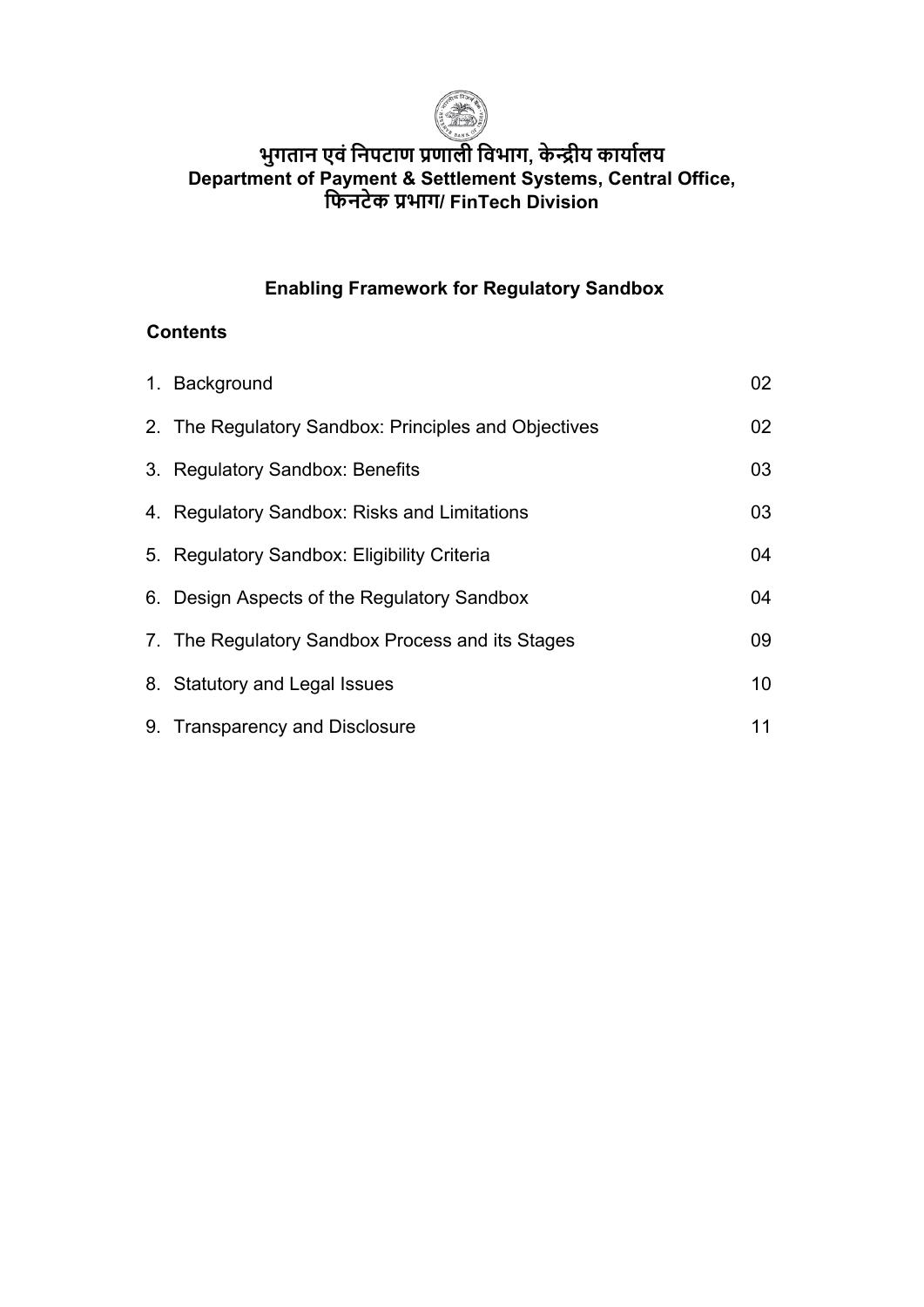**भुगतान एवं निपटाण प्रणाली विभाग, केन्द्रीय कार्यालय**
**Department of Payment & Settlement Systems, Central Office,**
**फिनटेक प्रभाग/ FinTech Division**

# Enabling Framework for Regulatory Sandbox

## Contents

| | |
|---|---|
| 1. Background | 02 |
| 2. The Regulatory Sandbox: Principles and Objectives | 02 |
| 3. Regulatory Sandbox: Benefits | 03 |
| 4. Regulatory Sandbox: Risks and Limitations | 03 |
| 5. Regulatory Sandbox: Eligibility Criteria | 04 |
| 6. Design Aspects of the Regulatory Sandbox | 04 |
| 7. The Regulatory Sandbox Process and its Stages | 09 |
| 8. Statutory and Legal Issues | 10 |
| 9. Transparency and Disclosure | 11 |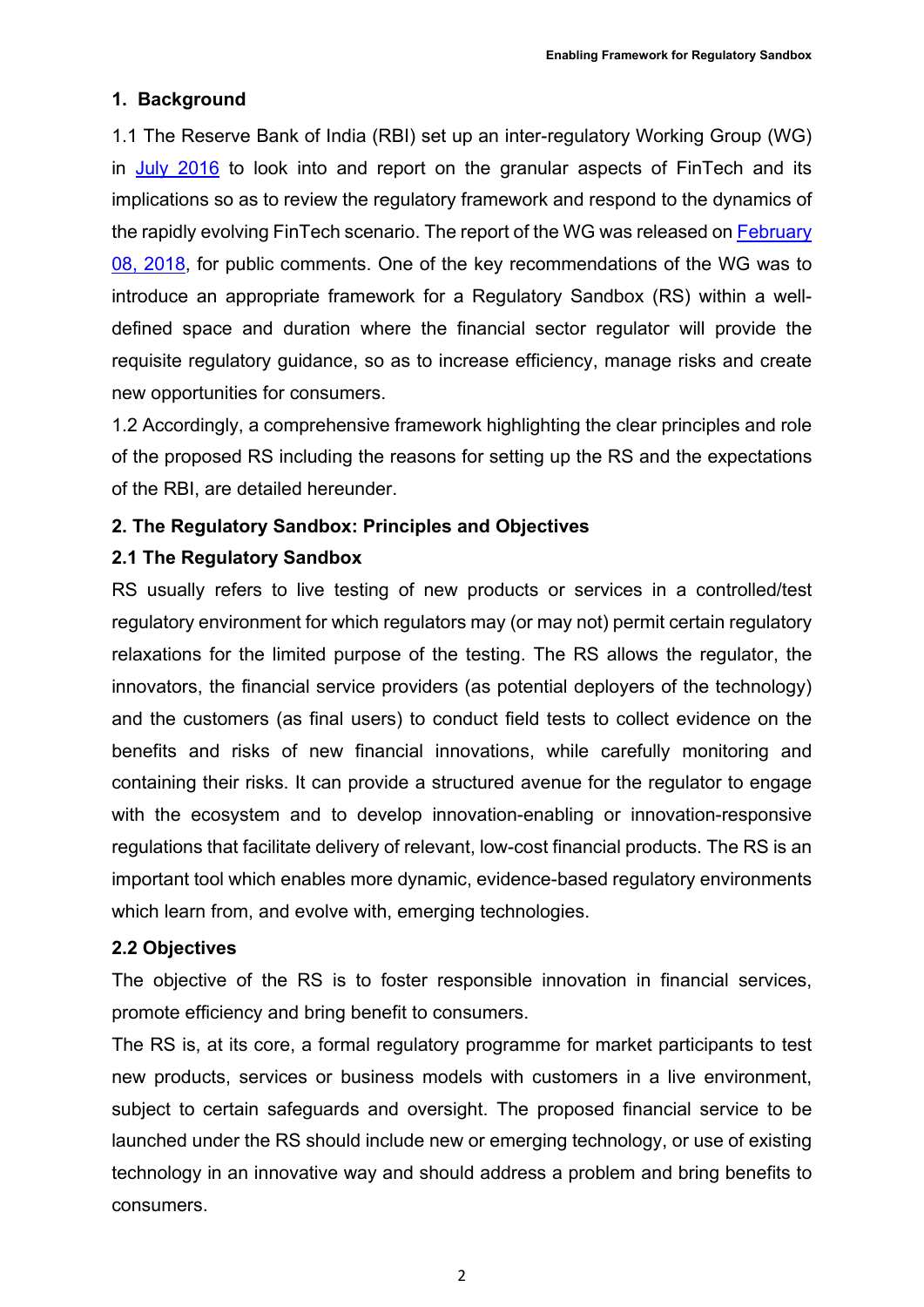## 1. Background

1.1 The Reserve Bank of India (RBI) set up an inter-regulatory Working Group (WG) in July 2016 to look into and report on the granular aspects of FinTech and its implications so as to review the regulatory framework and respond to the dynamics of the rapidly evolving FinTech scenario. The report of the WG was released on February 08, 2018, for public comments. One of the key recommendations of the WG was to introduce an appropriate framework for a Regulatory Sandbox (RS) within a well-defined space and duration where the financial sector regulator will provide the requisite regulatory guidance, so as to increase efficiency, manage risks and create new opportunities for consumers.

1.2 Accordingly, a comprehensive framework highlighting the clear principles and role of the proposed RS including the reasons for setting up the RS and the expectations of the RBI, are detailed hereunder.

## 2. The Regulatory Sandbox: Principles and Objectives

### 2.1 The Regulatory Sandbox

RS usually refers to live testing of new products or services in a controlled/test regulatory environment for which regulators may (or may not) permit certain regulatory relaxations for the limited purpose of the testing. The RS allows the regulator, the innovators, the financial service providers (as potential deployers of the technology) and the customers (as final users) to conduct field tests to collect evidence on the benefits and risks of new financial innovations, while carefully monitoring and containing their risks. It can provide a structured avenue for the regulator to engage with the ecosystem and to develop innovation-enabling or innovation-responsive regulations that facilitate delivery of relevant, low-cost financial products. The RS is an important tool which enables more dynamic, evidence-based regulatory environments which learn from, and evolve with, emerging technologies.

### 2.2 Objectives

The objective of the RS is to foster responsible innovation in financial services, promote efficiency and bring benefit to consumers.

The RS is, at its core, a formal regulatory programme for market participants to test new products, services or business models with customers in a live environment, subject to certain safeguards and oversight. The proposed financial service to be launched under the RS should include new or emerging technology, or use of existing technology in an innovative way and should address a problem and bring benefits to consumers.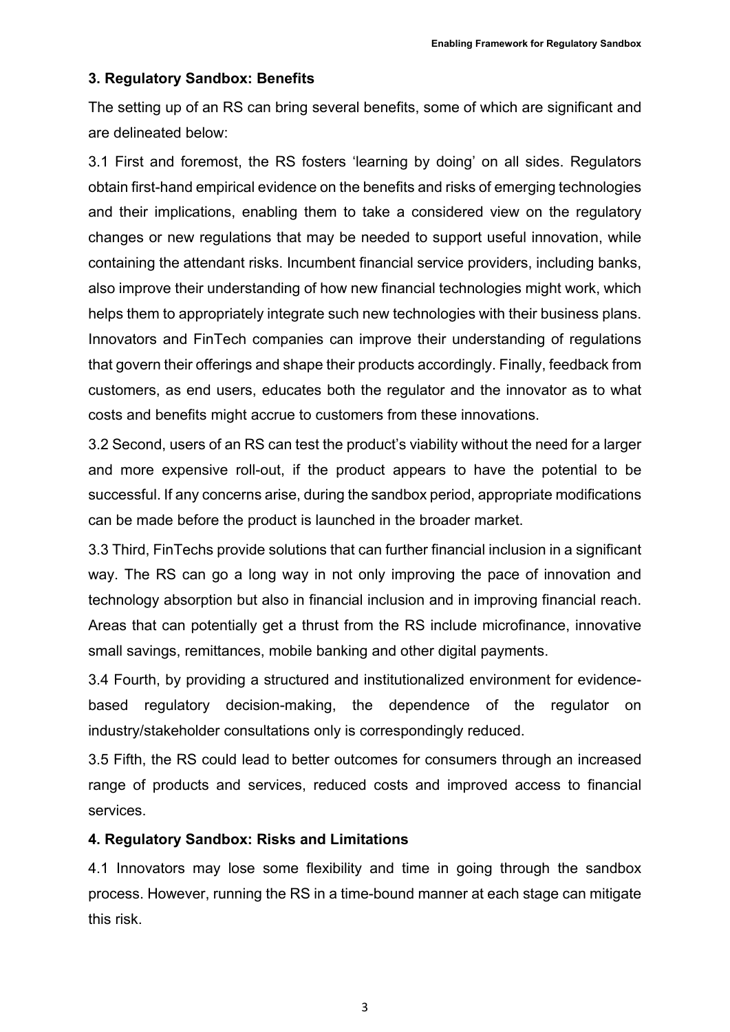## 3. Regulatory Sandbox: Benefits

The setting up of an RS can bring several benefits, some of which are significant and are delineated below:

3.1 First and foremost, the RS fosters 'learning by doing' on all sides. Regulators obtain first-hand empirical evidence on the benefits and risks of emerging technologies and their implications, enabling them to take a considered view on the regulatory changes or new regulations that may be needed to support useful innovation, while containing the attendant risks. Incumbent financial service providers, including banks, also improve their understanding of how new financial technologies might work, which helps them to appropriately integrate such new technologies with their business plans. Innovators and FinTech companies can improve their understanding of regulations that govern their offerings and shape their products accordingly. Finally, feedback from customers, as end users, educates both the regulator and the innovator as to what costs and benefits might accrue to customers from these innovations.

3.2 Second, users of an RS can test the product's viability without the need for a larger and more expensive roll-out, if the product appears to have the potential to be successful. If any concerns arise, during the sandbox period, appropriate modifications can be made before the product is launched in the broader market.

3.3 Third, FinTechs provide solutions that can further financial inclusion in a significant way. The RS can go a long way in not only improving the pace of innovation and technology absorption but also in financial inclusion and in improving financial reach. Areas that can potentially get a thrust from the RS include microfinance, innovative small savings, remittances, mobile banking and other digital payments.

3.4 Fourth, by providing a structured and institutionalized environment for evidence-based regulatory decision-making, the dependence of the regulator on industry/stakeholder consultations only is correspondingly reduced.

3.5 Fifth, the RS could lead to better outcomes for consumers through an increased range of products and services, reduced costs and improved access to financial services.

## 4. Regulatory Sandbox: Risks and Limitations

4.1 Innovators may lose some flexibility and time in going through the sandbox process. However, running the RS in a time-bound manner at each stage can mitigate this risk.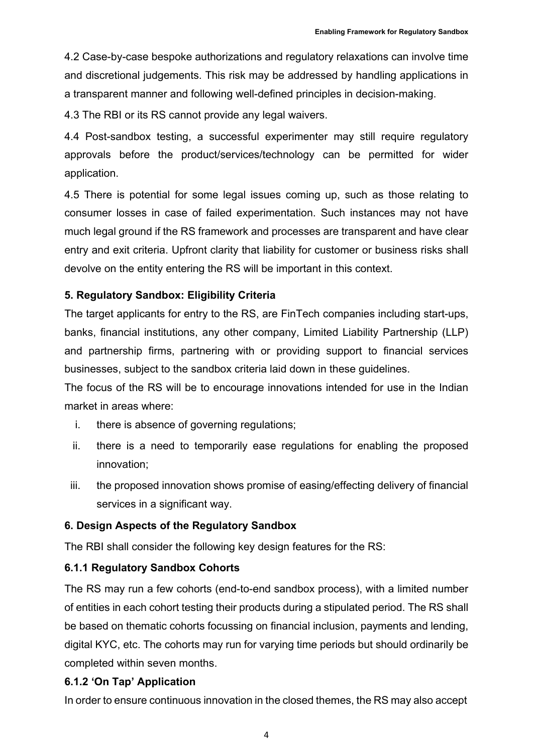4.2 Case-by-case bespoke authorizations and regulatory relaxations can involve time and discretional judgements. This risk may be addressed by handling applications in a transparent manner and following well-defined principles in decision-making.

4.3 The RBI or its RS cannot provide any legal waivers.

4.4 Post-sandbox testing, a successful experimenter may still require regulatory approvals before the product/services/technology can be permitted for wider application.

4.5 There is potential for some legal issues coming up, such as those relating to consumer losses in case of failed experimentation. Such instances may not have much legal ground if the RS framework and processes are transparent and have clear entry and exit criteria. Upfront clarity that liability for customer or business risks shall devolve on the entity entering the RS will be important in this context.

## 5. Regulatory Sandbox: Eligibility Criteria

The target applicants for entry to the RS, are FinTech companies including start-ups, banks, financial institutions, any other company, Limited Liability Partnership (LLP) and partnership firms, partnering with or providing support to financial services businesses, subject to the sandbox criteria laid down in these guidelines.

The focus of the RS will be to encourage innovations intended for use in the Indian market in areas where:

i. there is absence of governing regulations;
ii. there is a need to temporarily ease regulations for enabling the proposed innovation;
iii. the proposed innovation shows promise of easing/effecting delivery of financial services in a significant way.

## 6. Design Aspects of the Regulatory Sandbox

The RBI shall consider the following key design features for the RS:

### 6.1.1 Regulatory Sandbox Cohorts

The RS may run a few cohorts (end-to-end sandbox process), with a limited number of entities in each cohort testing their products during a stipulated period. The RS shall be based on thematic cohorts focussing on financial inclusion, payments and lending, digital KYC, etc. The cohorts may run for varying time periods but should ordinarily be completed within seven months.

### 6.1.2 'On Tap' Application

In order to ensure continuous innovation in the closed themes, the RS may also accept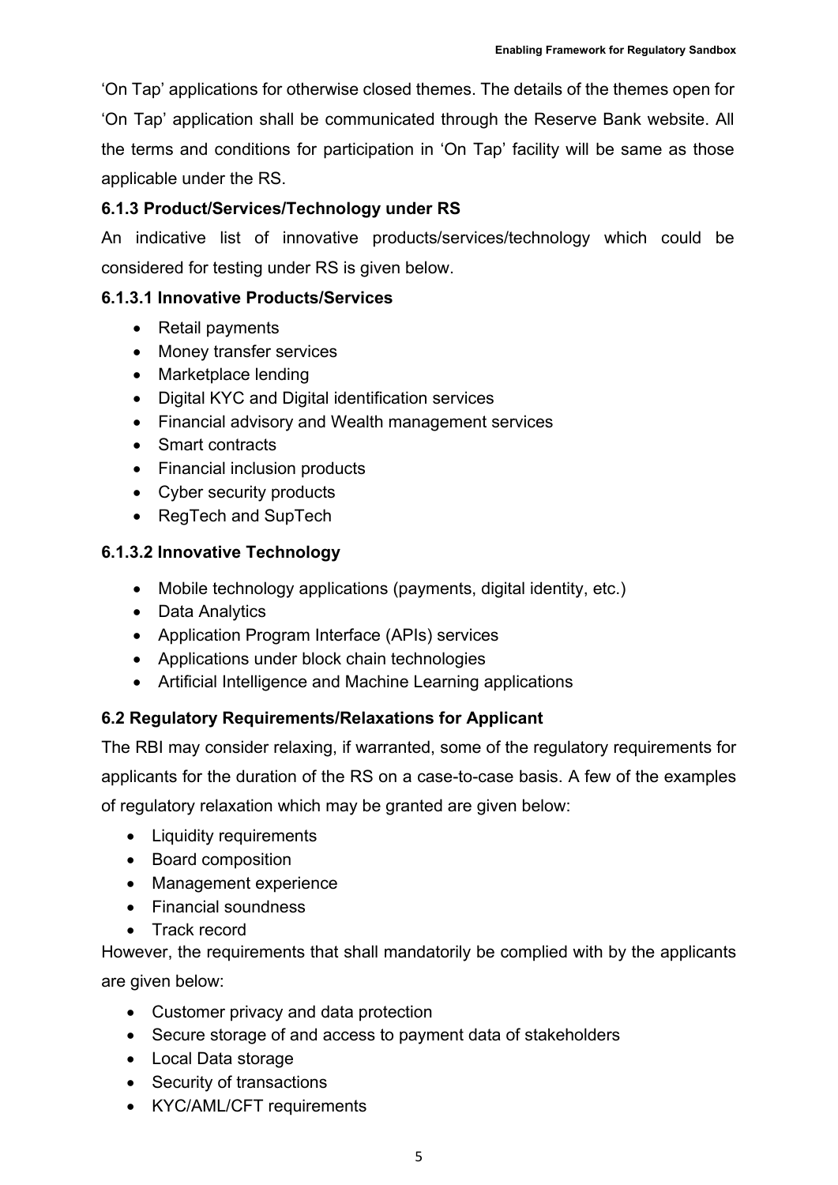'On Tap' applications for otherwise closed themes. The details of the themes open for 'On Tap' application shall be communicated through the Reserve Bank website. All the terms and conditions for participation in 'On Tap' facility will be same as those applicable under the RS.

### 6.1.3 Product/Services/Technology under RS

An indicative list of innovative products/services/technology which could be considered for testing under RS is given below.

#### 6.1.3.1 Innovative Products/Services

- Retail payments
- Money transfer services
- Marketplace lending
- Digital KYC and Digital identification services
- Financial advisory and Wealth management services
- Smart contracts
- Financial inclusion products
- Cyber security products
- RegTech and SupTech

#### 6.1.3.2 Innovative Technology

- Mobile technology applications (payments, digital identity, etc.)
- Data Analytics
- Application Program Interface (APIs) services
- Applications under block chain technologies
- Artificial Intelligence and Machine Learning applications

### 6.2 Regulatory Requirements/Relaxations for Applicant

The RBI may consider relaxing, if warranted, some of the regulatory requirements for applicants for the duration of the RS on a case-to-case basis. A few of the examples of regulatory relaxation which may be granted are given below:

- Liquidity requirements
- Board composition
- Management experience
- Financial soundness
- Track record

However, the requirements that shall mandatorily be complied with by the applicants are given below:

- Customer privacy and data protection
- Secure storage of and access to payment data of stakeholders
- Local Data storage
- Security of transactions
- KYC/AML/CFT requirements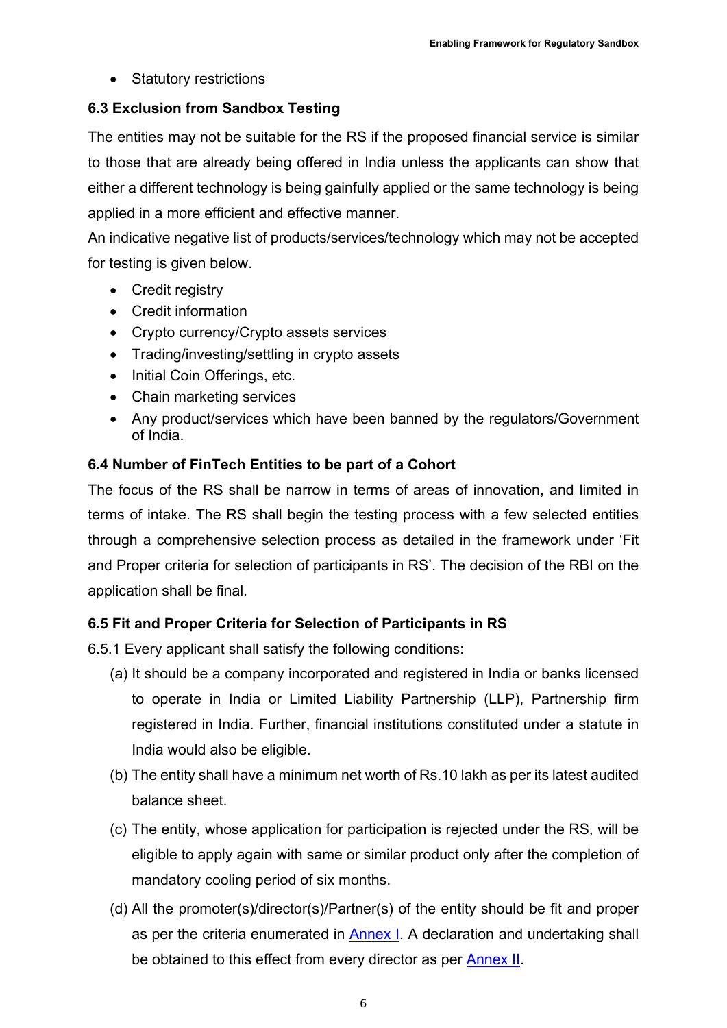- Statutory restrictions

### 6.3 Exclusion from Sandbox Testing

The entities may not be suitable for the RS if the proposed financial service is similar to those that are already being offered in India unless the applicants can show that either a different technology is being gainfully applied or the same technology is being applied in a more efficient and effective manner.

An indicative negative list of products/services/technology which may not be accepted for testing is given below.

- Credit registry
- Credit information
- Crypto currency/Crypto assets services
- Trading/investing/settling in crypto assets
- Initial Coin Offerings, etc.
- Chain marketing services
- Any product/services which have been banned by the regulators/Government of India.

### 6.4 Number of FinTech Entities to be part of a Cohort

The focus of the RS shall be narrow in terms of areas of innovation, and limited in terms of intake. The RS shall begin the testing process with a few selected entities through a comprehensive selection process as detailed in the framework under 'Fit and Proper criteria for selection of participants in RS'. The decision of the RBI on the application shall be final.

### 6.5 Fit and Proper Criteria for Selection of Participants in RS

6.5.1 Every applicant shall satisfy the following conditions:

(a) It should be a company incorporated and registered in India or banks licensed to operate in India or Limited Liability Partnership (LLP), Partnership firm registered in India. Further, financial institutions constituted under a statute in India would also be eligible.

(b) The entity shall have a minimum net worth of Rs.10 lakh as per its latest audited balance sheet.

(c) The entity, whose application for participation is rejected under the RS, will be eligible to apply again with same or similar product only after the completion of mandatory cooling period of six months.

(d) All the promoter(s)/director(s)/Partner(s) of the entity should be fit and proper as per the criteria enumerated in Annex I. A declaration and undertaking shall be obtained to this effect from every director as per Annex II.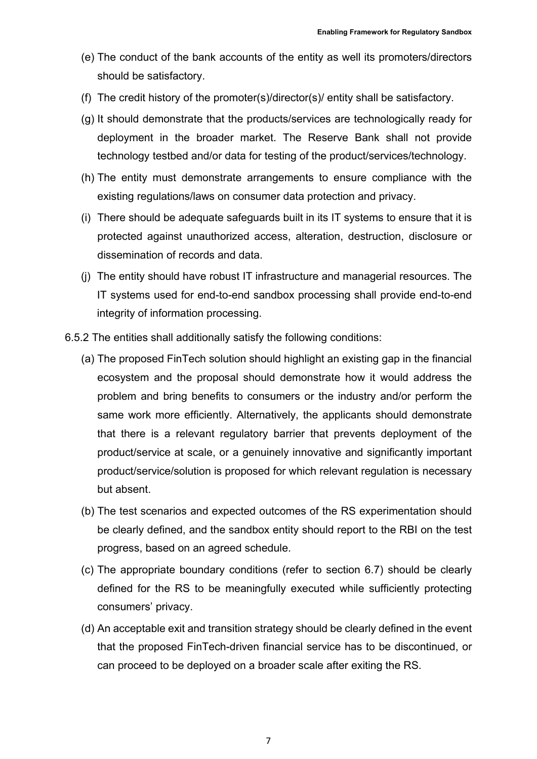(e) The conduct of the bank accounts of the entity as well its promoters/directors should be satisfactory.

(f) The credit history of the promoter(s)/director(s)/ entity shall be satisfactory.

(g) It should demonstrate that the products/services are technologically ready for deployment in the broader market. The Reserve Bank shall not provide technology testbed and/or data for testing of the product/services/technology.

(h) The entity must demonstrate arrangements to ensure compliance with the existing regulations/laws on consumer data protection and privacy.

(i) There should be adequate safeguards built in its IT systems to ensure that it is protected against unauthorized access, alteration, destruction, disclosure or dissemination of records and data.

(j) The entity should have robust IT infrastructure and managerial resources. The IT systems used for end-to-end sandbox processing shall provide end-to-end integrity of information processing.

6.5.2 The entities shall additionally satisfy the following conditions:

(a) The proposed FinTech solution should highlight an existing gap in the financial ecosystem and the proposal should demonstrate how it would address the problem and bring benefits to consumers or the industry and/or perform the same work more efficiently. Alternatively, the applicants should demonstrate that there is a relevant regulatory barrier that prevents deployment of the product/service at scale, or a genuinely innovative and significantly important product/service/solution is proposed for which relevant regulation is necessary but absent.

(b) The test scenarios and expected outcomes of the RS experimentation should be clearly defined, and the sandbox entity should report to the RBI on the test progress, based on an agreed schedule.

(c) The appropriate boundary conditions (refer to section 6.7) should be clearly defined for the RS to be meaningfully executed while sufficiently protecting consumers' privacy.

(d) An acceptable exit and transition strategy should be clearly defined in the event that the proposed FinTech-driven financial service has to be discontinued, or can proceed to be deployed on a broader scale after exiting the RS.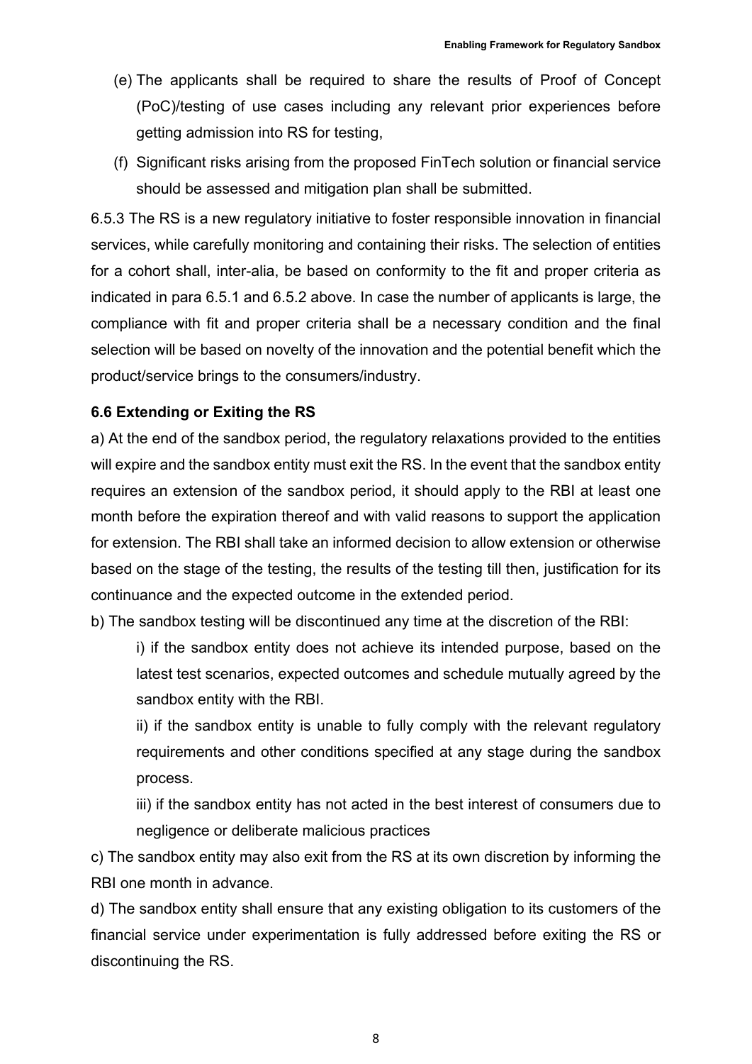(e) The applicants shall be required to share the results of Proof of Concept (PoC)/testing of use cases including any relevant prior experiences before getting admission into RS for testing,

(f) Significant risks arising from the proposed FinTech solution or financial service should be assessed and mitigation plan shall be submitted.

6.5.3 The RS is a new regulatory initiative to foster responsible innovation in financial services, while carefully monitoring and containing their risks. The selection of entities for a cohort shall, inter-alia, be based on conformity to the fit and proper criteria as indicated in para 6.5.1 and 6.5.2 above. In case the number of applicants is large, the compliance with fit and proper criteria shall be a necessary condition and the final selection will be based on novelty of the innovation and the potential benefit which the product/service brings to the consumers/industry.

### 6.6 Extending or Exiting the RS

a) At the end of the sandbox period, the regulatory relaxations provided to the entities will expire and the sandbox entity must exit the RS. In the event that the sandbox entity requires an extension of the sandbox period, it should apply to the RBI at least one month before the expiration thereof and with valid reasons to support the application for extension. The RBI shall take an informed decision to allow extension or otherwise based on the stage of the testing, the results of the testing till then, justification for its continuance and the expected outcome in the extended period.

b) The sandbox testing will be discontinued any time at the discretion of the RBI:

i) if the sandbox entity does not achieve its intended purpose, based on the latest test scenarios, expected outcomes and schedule mutually agreed by the sandbox entity with the RBI.

ii) if the sandbox entity is unable to fully comply with the relevant regulatory requirements and other conditions specified at any stage during the sandbox process.

iii) if the sandbox entity has not acted in the best interest of consumers due to negligence or deliberate malicious practices

c) The sandbox entity may also exit from the RS at its own discretion by informing the RBI one month in advance.

d) The sandbox entity shall ensure that any existing obligation to its customers of the financial service under experimentation is fully addressed before exiting the RS or discontinuing the RS.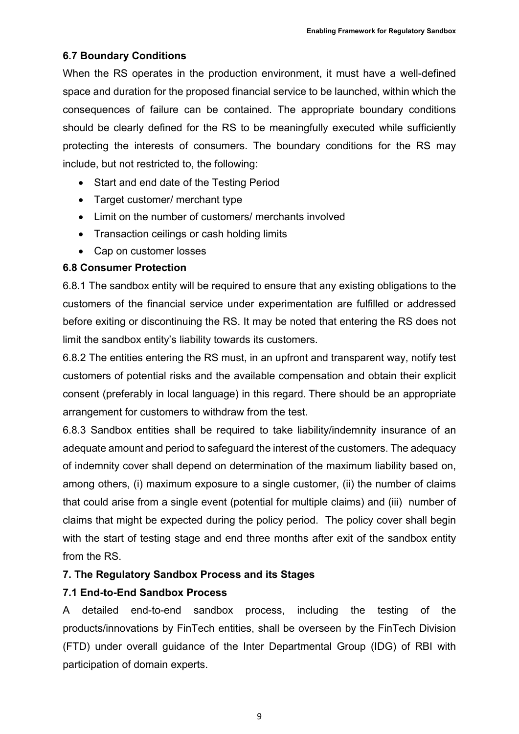### 6.7 Boundary Conditions

When the RS operates in the production environment, it must have a well-defined space and duration for the proposed financial service to be launched, within which the consequences of failure can be contained. The appropriate boundary conditions should be clearly defined for the RS to be meaningfully executed while sufficiently protecting the interests of consumers. The boundary conditions for the RS may include, but not restricted to, the following:

- Start and end date of the Testing Period
- Target customer/ merchant type
- Limit on the number of customers/ merchants involved
- Transaction ceilings or cash holding limits
- Cap on customer losses

### 6.8 Consumer Protection

6.8.1 The sandbox entity will be required to ensure that any existing obligations to the customers of the financial service under experimentation are fulfilled or addressed before exiting or discontinuing the RS. It may be noted that entering the RS does not limit the sandbox entity's liability towards its customers.

6.8.2 The entities entering the RS must, in an upfront and transparent way, notify test customers of potential risks and the available compensation and obtain their explicit consent (preferably in local language) in this regard. There should be an appropriate arrangement for customers to withdraw from the test.

6.8.3 Sandbox entities shall be required to take liability/indemnity insurance of an adequate amount and period to safeguard the interest of the customers. The adequacy of indemnity cover shall depend on determination of the maximum liability based on, among others, (i) maximum exposure to a single customer, (ii) the number of claims that could arise from a single event (potential for multiple claims) and (iii) number of claims that might be expected during the policy period. The policy cover shall begin with the start of testing stage and end three months after exit of the sandbox entity from the RS.

## 7. The Regulatory Sandbox Process and its Stages

### 7.1 End-to-End Sandbox Process

A detailed end-to-end sandbox process, including the testing of the products/innovations by FinTech entities, shall be overseen by the FinTech Division (FTD) under overall guidance of the Inter Departmental Group (IDG) of RBI with participation of domain experts.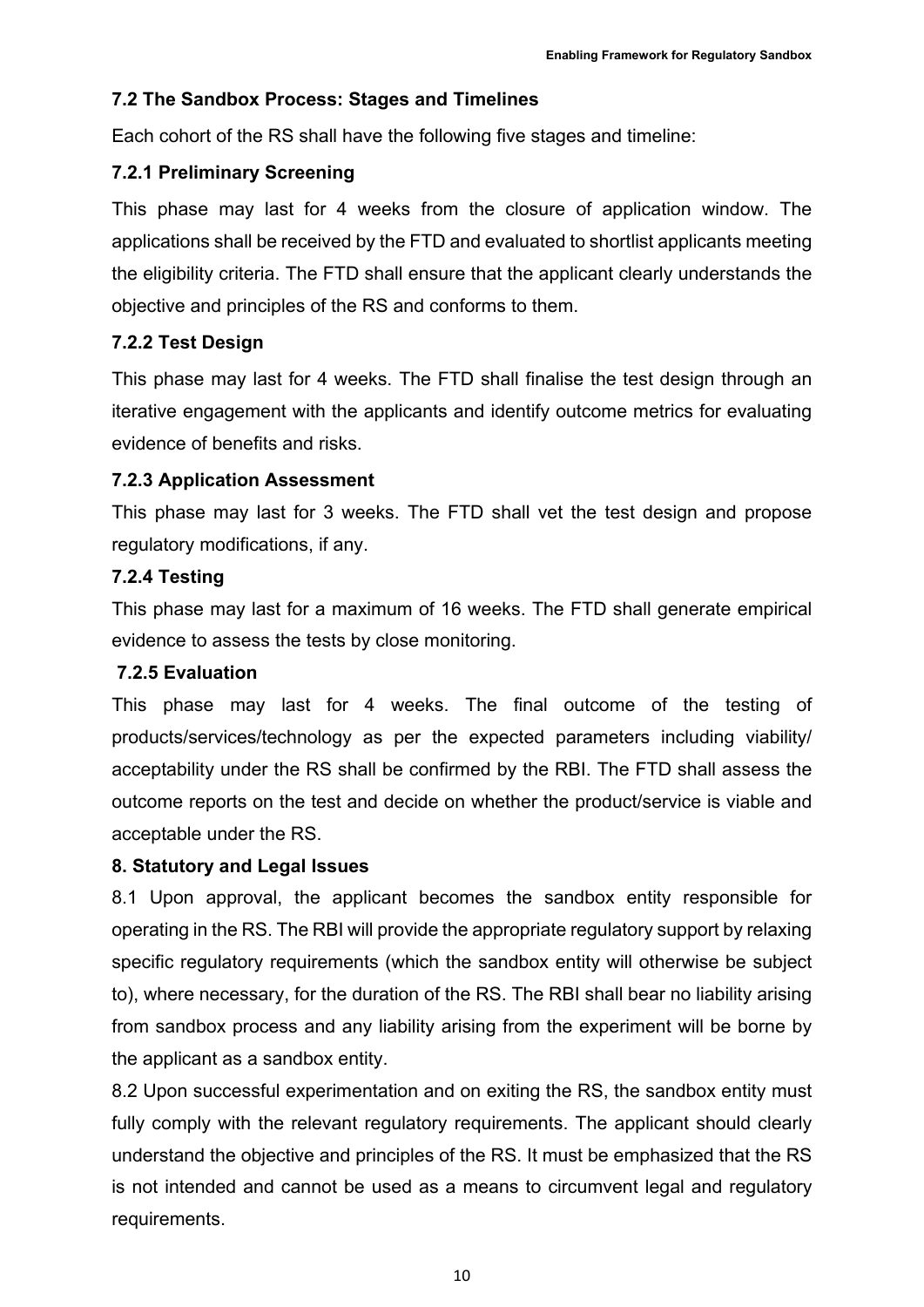### 7.2 The Sandbox Process: Stages and Timelines

Each cohort of the RS shall have the following five stages and timeline:

#### 7.2.1 Preliminary Screening

This phase may last for 4 weeks from the closure of application window. The applications shall be received by the FTD and evaluated to shortlist applicants meeting the eligibility criteria. The FTD shall ensure that the applicant clearly understands the objective and principles of the RS and conforms to them.

#### 7.2.2 Test Design

This phase may last for 4 weeks. The FTD shall finalise the test design through an iterative engagement with the applicants and identify outcome metrics for evaluating evidence of benefits and risks.

#### 7.2.3 Application Assessment

This phase may last for 3 weeks. The FTD shall vet the test design and propose regulatory modifications, if any.

#### 7.2.4 Testing

This phase may last for a maximum of 16 weeks. The FTD shall generate empirical evidence to assess the tests by close monitoring.

#### 7.2.5 Evaluation

This phase may last for 4 weeks. The final outcome of the testing of products/services/technology as per the expected parameters including viability/ acceptability under the RS shall be confirmed by the RBI. The FTD shall assess the outcome reports on the test and decide on whether the product/service is viable and acceptable under the RS.

### 8. Statutory and Legal Issues

8.1 Upon approval, the applicant becomes the sandbox entity responsible for operating in the RS. The RBI will provide the appropriate regulatory support by relaxing specific regulatory requirements (which the sandbox entity will otherwise be subject to), where necessary, for the duration of the RS. The RBI shall bear no liability arising from sandbox process and any liability arising from the experiment will be borne by the applicant as a sandbox entity.

8.2 Upon successful experimentation and on exiting the RS, the sandbox entity must fully comply with the relevant regulatory requirements. The applicant should clearly understand the objective and principles of the RS. It must be emphasized that the RS is not intended and cannot be used as a means to circumvent legal and regulatory requirements.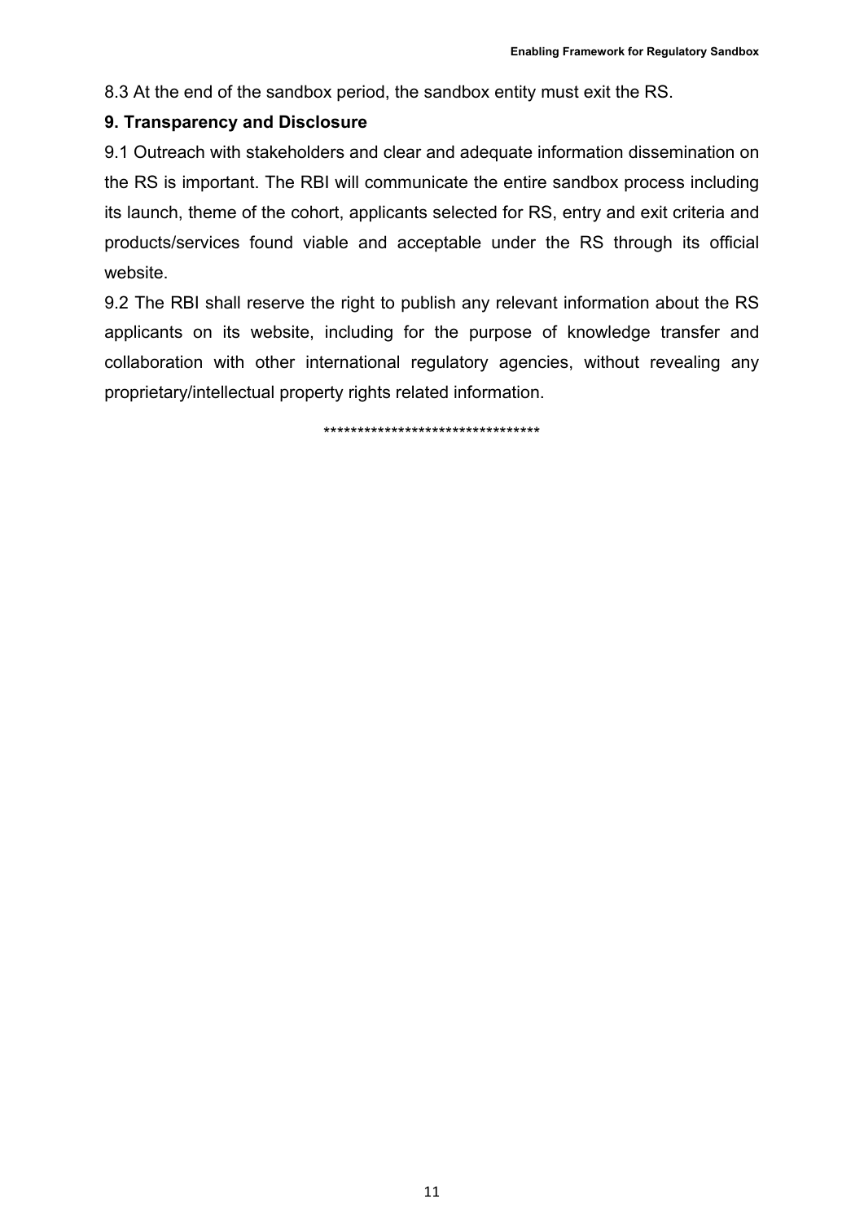8.3 At the end of the sandbox period, the sandbox entity must exit the RS.

## 9. Transparency and Disclosure

9.1 Outreach with stakeholders and clear and adequate information dissemination on the RS is important. The RBI will communicate the entire sandbox process including its launch, theme of the cohort, applicants selected for RS, entry and exit criteria and products/services found viable and acceptable under the RS through its official website.

9.2 The RBI shall reserve the right to publish any relevant information about the RS applicants on its website, including for the purpose of knowledge transfer and collaboration with other international regulatory agencies, without revealing any proprietary/intellectual property rights related information.

********************************